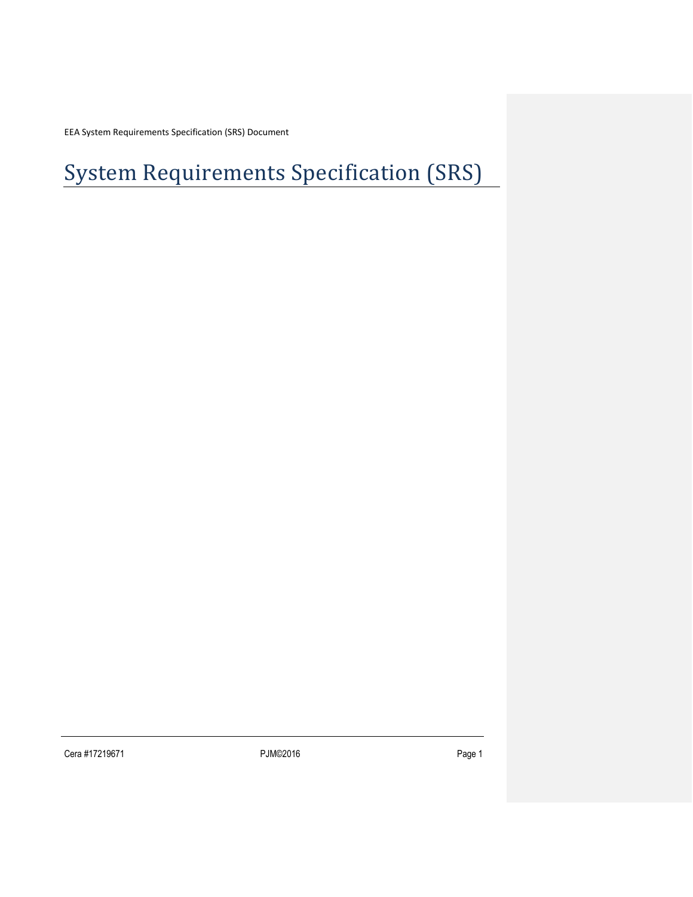# System Requirements Specification (SRS)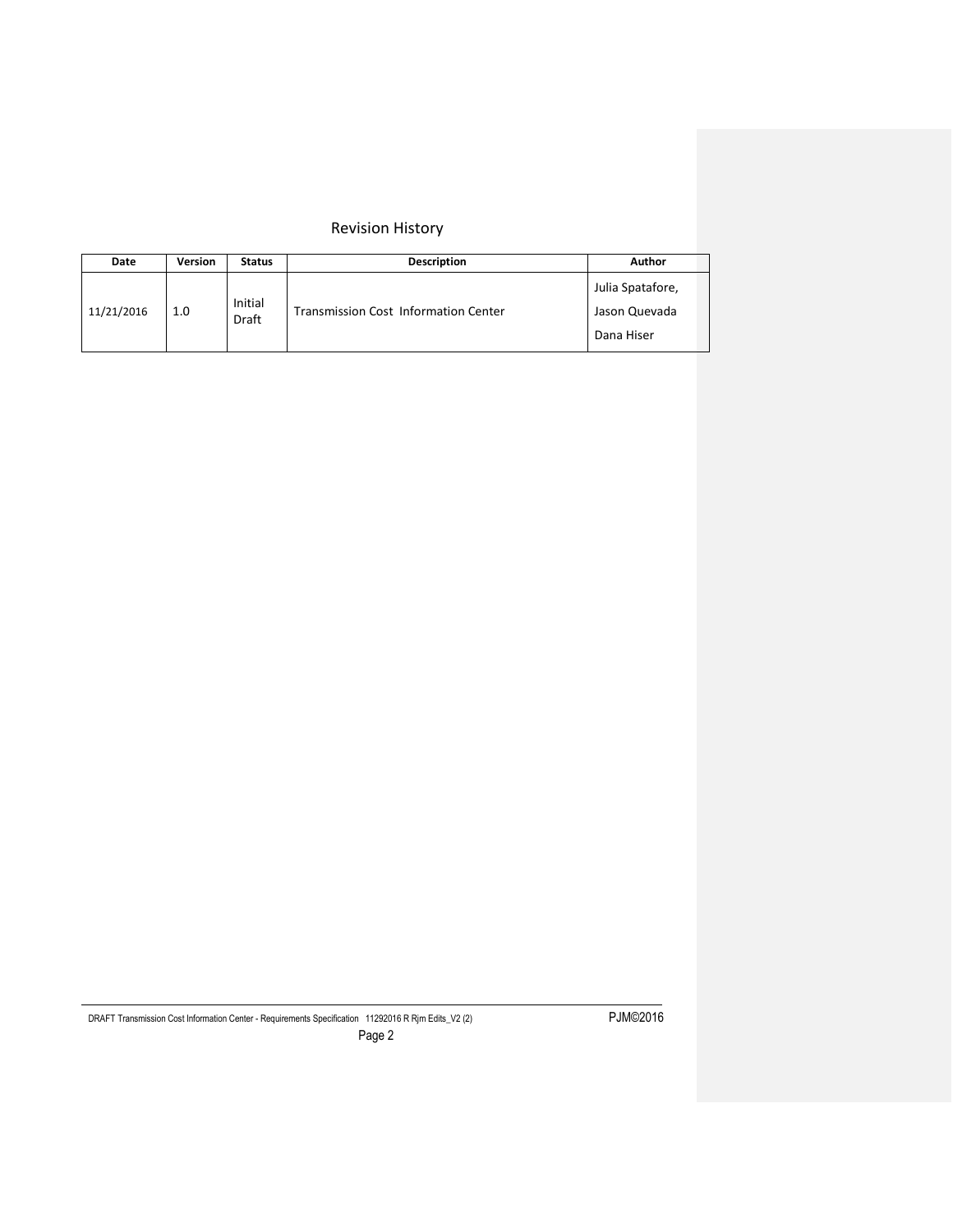## Revision History

| Date | Version | Status | Description | Author |
| --- | --- | --- | --- | --- |
| 11/21/2016 | 1.0 | Initial Draft | Transmission Cost Information Center | Julia Spatafore, Jason Quevada Dana Hiser |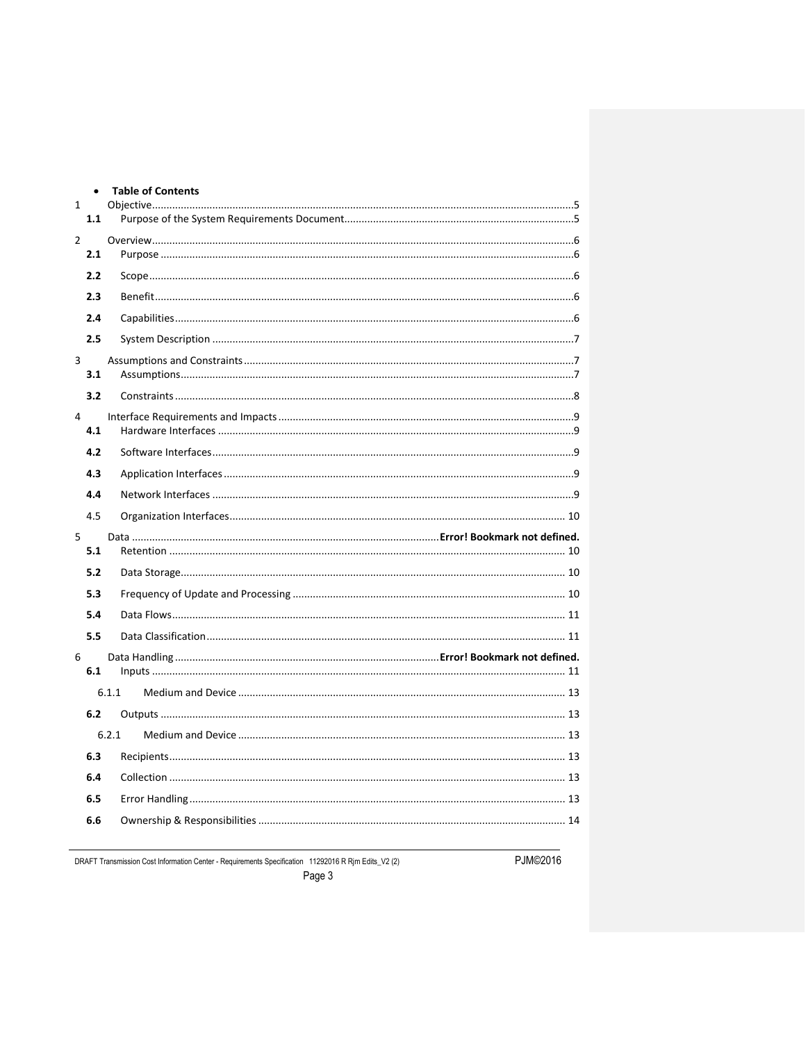- **Table of Contents**

1 Objective.....5

**1.1** Purpose of the System Requirements Document.....5

2 Overview.....6

**2.1** Purpose.....6

**2.2** Scope.....6

**2.3** Benefit.....6

**2.4** Capabilities.....6

**2.5** System Description.....7

3 Assumptions and Constraints.....7

**3.1** Assumptions.....7

**3.2** Constraints.....8

4 Interface Requirements and Impacts.....9

**4.1** Hardware Interfaces.....9

**4.2** Software Interfaces.....9

**4.3** Application Interfaces.....9

**4.4** Network Interfaces.....9

4.5 Organization Interfaces.....10

5 Data.....**Error! Bookmark not defined.**

**5.1** Retention.....10

**5.2** Data Storage.....10

**5.3** Frequency of Update and Processing.....10

**5.4** Data Flows.....11

**5.5** Data Classification.....11

6 Data Handling.....**Error! Bookmark not defined.**

**6.1** Inputs.....11

6.1.1 Medium and Device.....13

**6.2** Outputs.....13

6.2.1 Medium and Device.....13

**6.3** Recipients.....13

**6.4** Collection.....13

**6.5** Error Handling.....13

**6.6** Ownership & Responsibilities.....14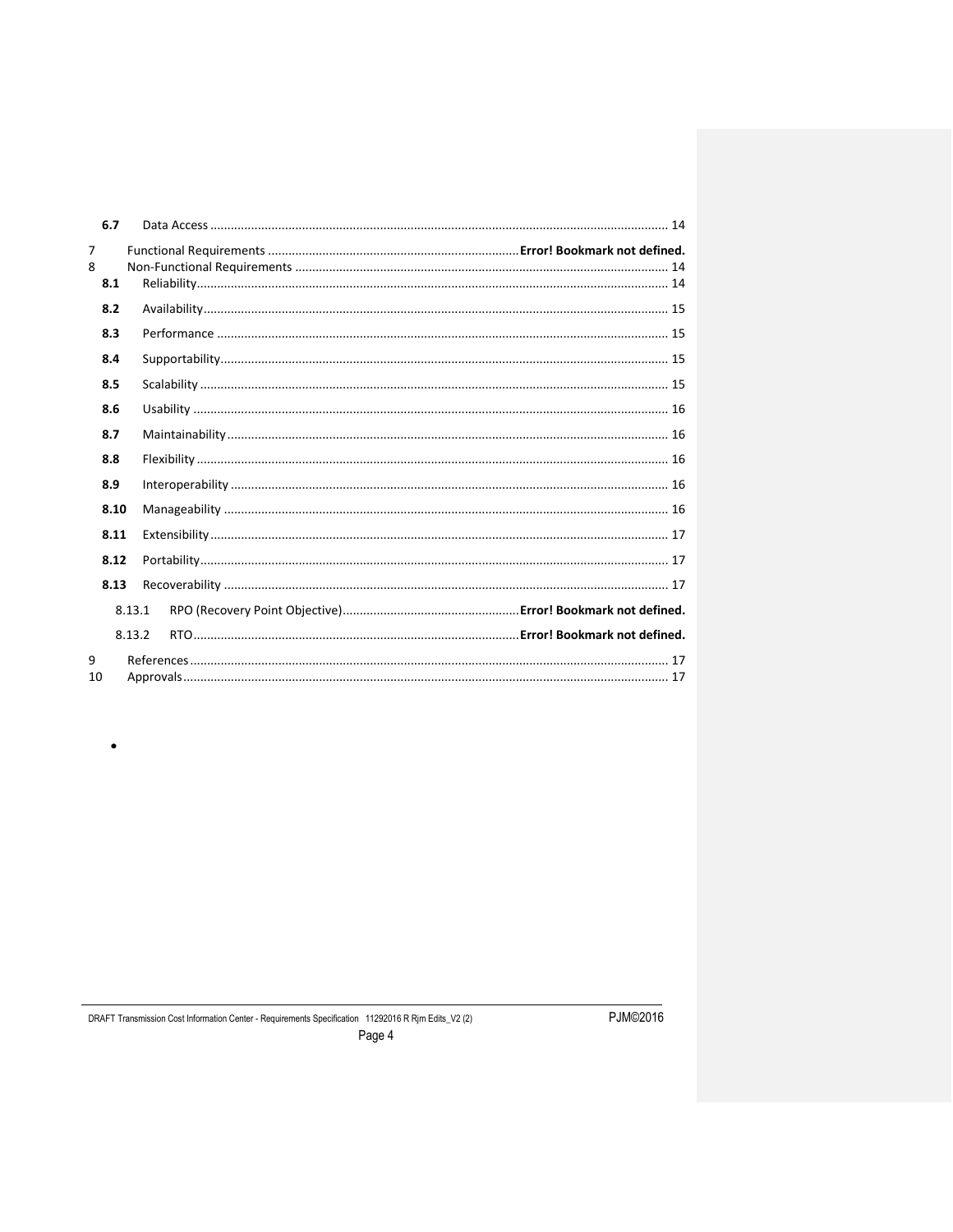| | | |
|---|---|---|
| **6.7** | Data Access | 14 |
| 7 | Functional Requirements | **Error! Bookmark not defined.** |
| 8 | Non-Functional Requirements | 14 |
| **8.1** | Reliability | 14 |
| **8.2** | Availability | 15 |
| **8.3** | Performance | 15 |
| **8.4** | Supportability | 15 |
| **8.5** | Scalability | 15 |
| **8.6** | Usability | 16 |
| **8.7** | Maintainability | 16 |
| **8.8** | Flexibility | 16 |
| **8.9** | Interoperability | 16 |
| **8.10** | Manageability | 16 |
| **8.11** | Extensibility | 17 |
| **8.12** | Portability | 17 |
| **8.13** | Recoverability | 17 |
| 8.13.1 | RPO (Recovery Point Objective) | **Error! Bookmark not defined.** |
| 8.13.2 | RTO | **Error! Bookmark not defined.** |
| 9 | References | 17 |
| 10 | Approvals | 17 |

•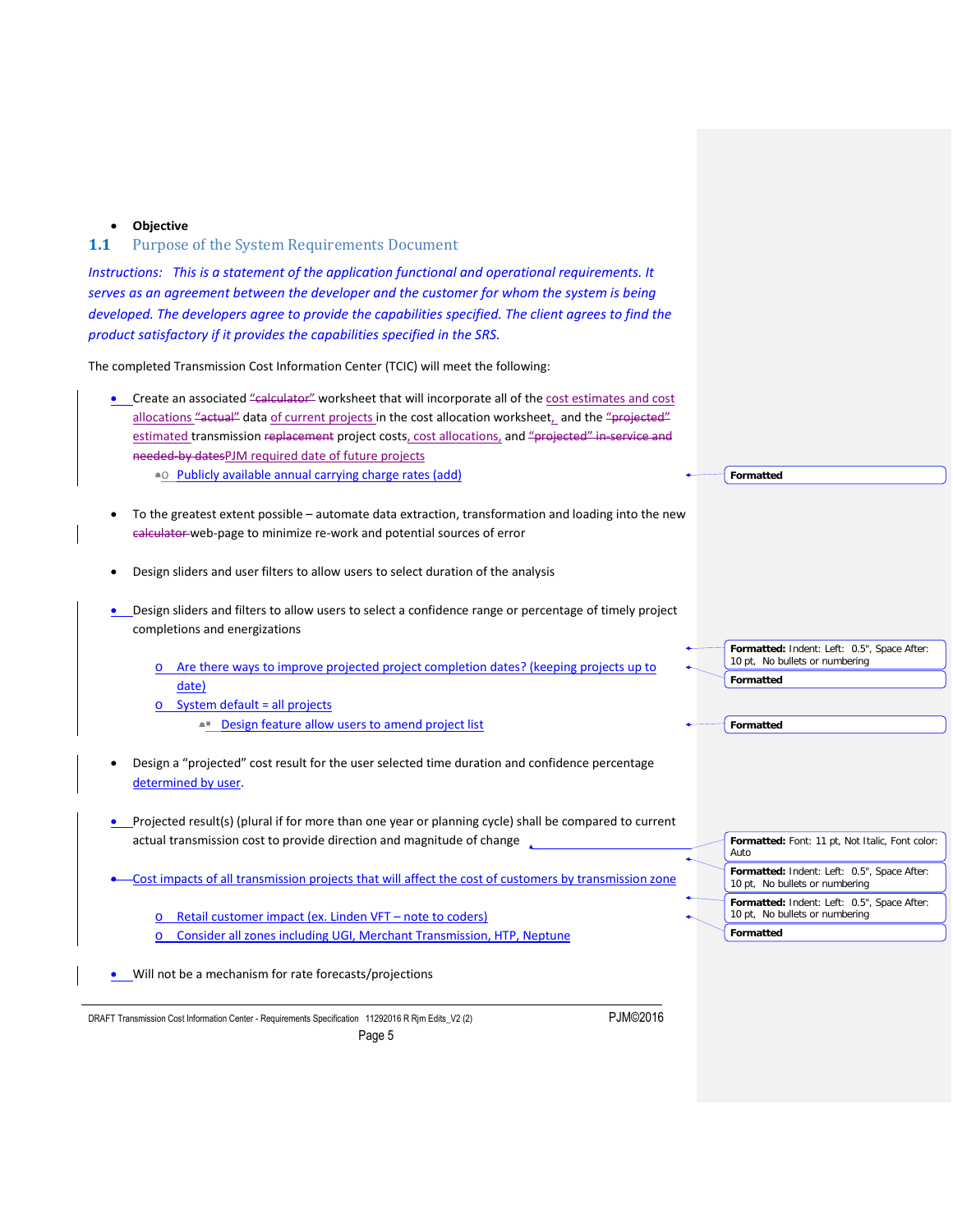- **Objective**

## 1.1 Purpose of the System Requirements Document

*Instructions: This is a statement of the application functional and operational requirements. It serves as an agreement between the developer and the customer for whom the system is being developed. The developers agree to provide the capabilities specified. The client agrees to find the product satisfactory if it provides the capabilities specified in the SRS.*

The completed Transmission Cost Information Center (TCIC) will meet the following:

- Create an associated ~~"calculator"~~ worksheet that will incorporate all of the cost estimates and cost allocations ~~"actual"~~ data of current projects in the cost allocation worksheet, and the ~~"projected"~~ estimated transmission ~~replacement~~ project costs, cost allocations, and ~~"projected" in-service and needed-by dates~~PJM required date of future projects
  - Publicly available annual carrying charge rates (add)

- To the greatest extent possible – automate data extraction, transformation and loading into the new ~~calculator~~ web-page to minimize re-work and potential sources of error

- Design sliders and user filters to allow users to select duration of the analysis

- Design sliders and filters to allow users to select a confidence range or percentage of timely project completions and energizations
  - Are there ways to improve projected project completion dates? (keeping projects up to date)
  - System default = all projects
    - Design feature allow users to amend project list

- Design a "projected" cost result for the user selected time duration and confidence percentage determined by user.

- Projected result(s) (plural if for more than one year or planning cycle) shall be compared to current actual transmission cost to provide direction and magnitude of change

- Cost impacts of all transmission projects that will affect the cost of customers by transmission zone
  - Retail customer impact (ex. Linden VFT – note to coders)
  - Consider all zones including UGI, Merchant Transmission, HTP, Neptune

- Will not be a mechanism for rate forecasts/projections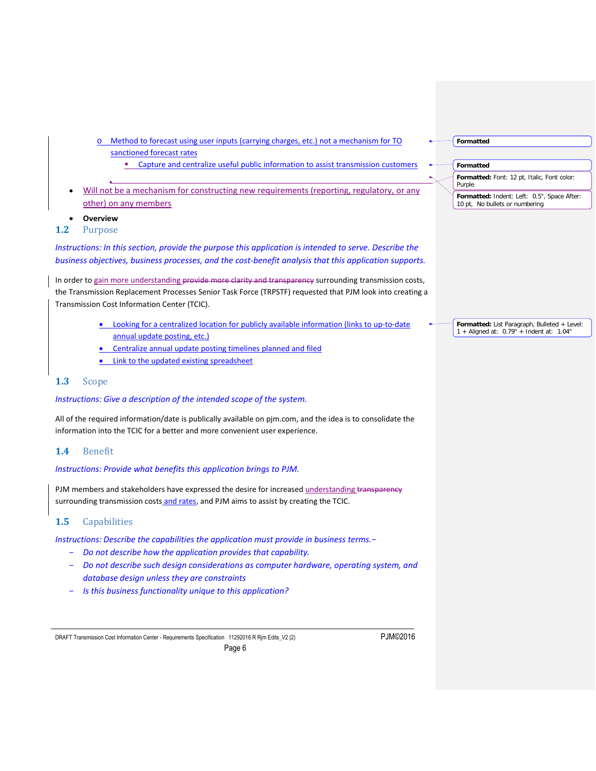- Method to forecast using user inputs (carrying charges, etc.) not a mechanism for TO sanctioned forecast rates
    - Capture and centralize useful public information to assist transmission customers

- Will not be a mechanism for constructing new requirements (reporting, regulatory, or any other) on any members
- **Overview**

## 1.2 Purpose

*Instructions: In this section, provide the purpose this application is intended to serve. Describe the business objectives, business processes, and the cost-benefit analysis that this application supports.*

In order to gain more understanding ~~provide more clarity and transparency~~ surrounding transmission costs, the Transmission Replacement Processes Senior Task Force (TRPSTF) requested that PJM look into creating a Transmission Cost Information Center (TCIC).

- Looking for a centralized location for publicly available information (links to up-to-date annual update posting, etc.)
- Centralize annual update posting timelines planned and filed
- Link to the updated existing spreadsheet

## 1.3 Scope

*Instructions: Give a description of the intended scope of the system.*

All of the required information/date is publically available on pjm.com, and the idea is to consolidate the information into the TCIC for a better and more convenient user experience.

## 1.4 Benefit

*Instructions: Provide what benefits this application brings to PJM.*

PJM members and stakeholders have expressed the desire for increased understanding ~~transparency~~ surrounding transmission costs and rates, and PJM aims to assist by creating the TCIC.

## 1.5 Capabilities

*Instructions: Describe the capabilities the application must provide in business terms.*

- *Do not describe how the application provides that capability.*
- *Do not describe such design considerations as computer hardware, operating system, and database design unless they are constraints*
- *Is this business functionality unique to this application?*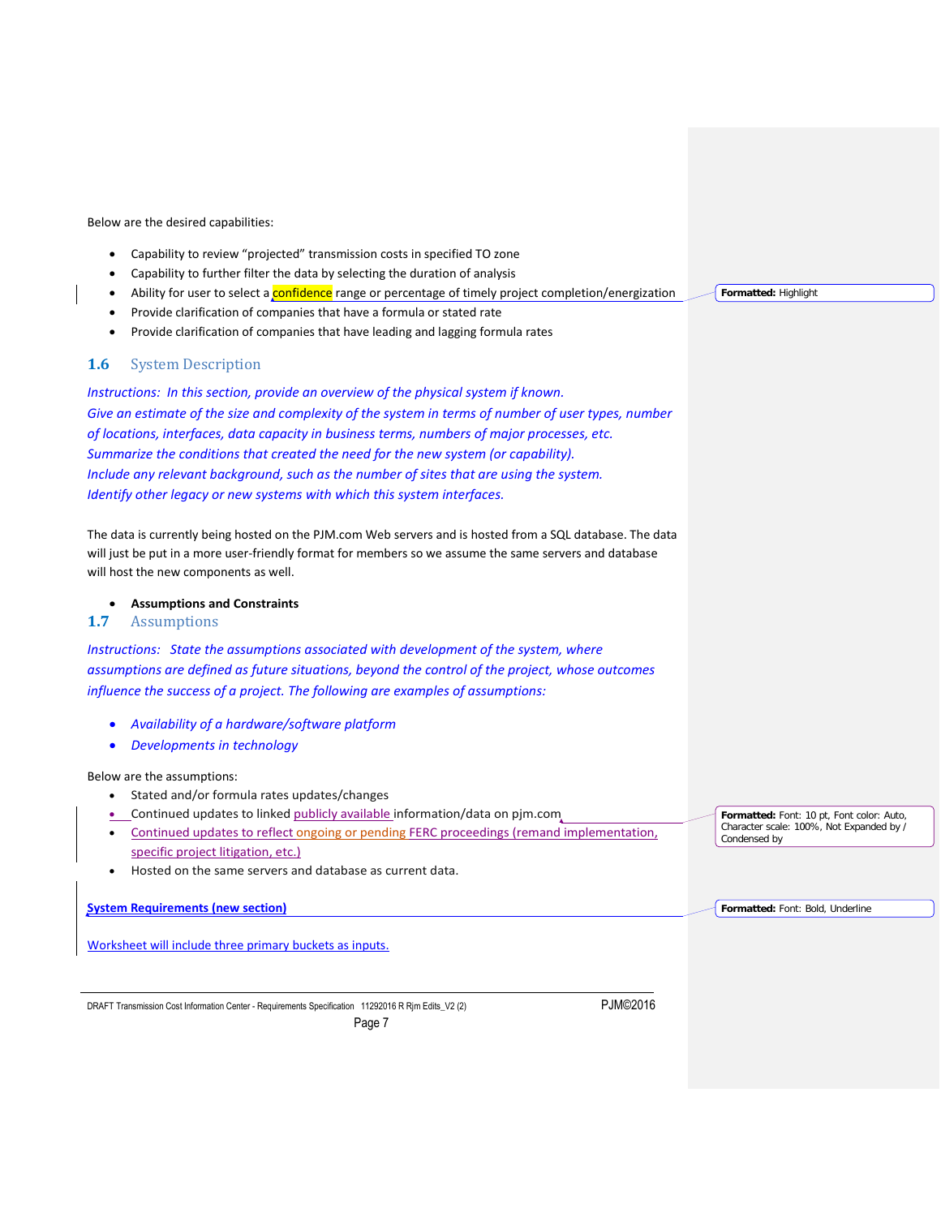Below are the desired capabilities:

- Capability to review "projected" transmission costs in specified TO zone
- Capability to further filter the data by selecting the duration of analysis
- Ability for user to select a confidence range or percentage of timely project completion/energization
- Provide clarification of companies that have a formula or stated rate
- Provide clarification of companies that have leading and lagging formula rates

## 1.6 System Description

*Instructions: In this section, provide an overview of the physical system if known.*
*Give an estimate of the size and complexity of the system in terms of number of user types, number of locations, interfaces, data capacity in business terms, numbers of major processes, etc.*
*Summarize the conditions that created the need for the new system (or capability).*
*Include any relevant background, such as the number of sites that are using the system.*
*Identify other legacy or new systems with which this system interfaces.*

The data is currently being hosted on the PJM.com Web servers and is hosted from a SQL database. The data will just be put in a more user-friendly format for members so we assume the same servers and database will host the new components as well.

- **Assumptions and Constraints**

## 1.7 Assumptions

*Instructions: State the assumptions associated with development of the system, where assumptions are defined as future situations, beyond the control of the project, whose outcomes influence the success of a project. The following are examples of assumptions:*

- *Availability of a hardware/software platform*
- *Developments in technology*

Below are the assumptions:

- Stated and/or formula rates updates/changes
- Continued updates to linked publicly available information/data on pjm.com
- Continued updates to reflect ongoing or pending FERC proceedings (remand implementation, specific project litigation, etc.)
- Hosted on the same servers and database as current data.

**System Requirements (new section)**

Worksheet will include three primary buckets as inputs.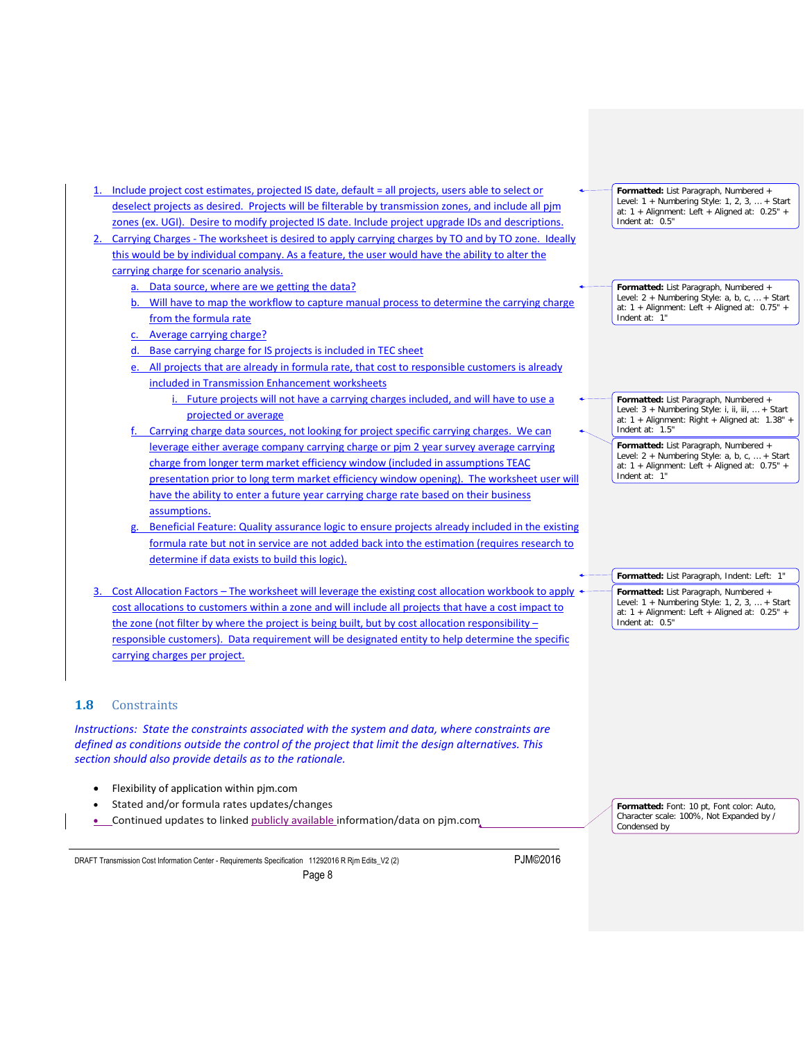1. Include project cost estimates, projected IS date, default = all projects, users able to select or deselect projects as desired. Projects will be filterable by transmission zones, and include all pjm zones (ex. UGI). Desire to modify projected IS date. Include project upgrade IDs and descriptions.
2. Carrying Charges - The worksheet is desired to apply carrying charges by TO and by TO zone. Ideally this would be by individual company. As a feature, the user would have the ability to alter the carrying charge for scenario analysis.
    a. Data source, where are we getting the data?
    b. Will have to map the workflow to capture manual process to determine the carrying charge from the formula rate
    c. Average carrying charge?
    d. Base carrying charge for IS projects is included in TEC sheet
    e. All projects that are already in formula rate, that cost to responsible customers is already included in Transmission Enhancement worksheets
        i. Future projects will not have a carrying charges included, and will have to use a projected or average
    f. Carrying charge data sources, not looking for project specific carrying charges. We can leverage either average company carrying charge or pjm 2 year survey average carrying charge from longer term market efficiency window (included in assumptions TEAC presentation prior to long term market efficiency window opening). The worksheet user will have the ability to enter a future year carrying charge rate based on their business assumptions.
    g. Beneficial Feature: Quality assurance logic to ensure projects already included in the existing formula rate but not in service are not added back into the estimation (requires research to determine if data exists to build this logic).
3. Cost Allocation Factors – The worksheet will leverage the existing cost allocation workbook to apply cost allocations to customers within a zone and will include all projects that have a cost impact to the zone (not filter by where the project is being built, but by cost allocation responsibility – responsible customers). Data requirement will be designated entity to help determine the specific carrying charges per project.

## 1.8 Constraints

*Instructions: State the constraints associated with the system and data, where constraints are defined as conditions outside the control of the project that limit the design alternatives. This section should also provide details as to the rationale.*

- Flexibility of application within pjm.com
- Stated and/or formula rates updates/changes
- Continued updates to linked publicly available information/data on pjm.com

| Comments |
|---|
| **Formatted:** List Paragraph, Numbered + Level: 1 + Numbering Style: 1, 2, 3, … + Start at: 1 + Alignment: Left + Aligned at: 0.25" + Indent at: 0.5" |
| **Formatted:** List Paragraph, Numbered + Level: 2 + Numbering Style: a, b, c, … + Start at: 1 + Alignment: Left + Aligned at: 0.75" + Indent at: 1" |
| **Formatted:** List Paragraph, Numbered + Level: 3 + Numbering Style: i, ii, iii, … + Start at: 1 + Alignment: Right + Aligned at: 1.38" + Indent at: 1.5" |
| **Formatted:** List Paragraph, Numbered + Level: 2 + Numbering Style: a, b, c, … + Start at: 1 + Alignment: Left + Aligned at: 0.75" + Indent at: 1" |
| **Formatted:** List Paragraph, Indent: Left: 1" |
| **Formatted:** List Paragraph, Numbered + Level: 1 + Numbering Style: 1, 2, 3, … + Start at: 1 + Alignment: Left + Aligned at: 0.25" + Indent at: 0.5" |
| **Formatted:** Font: 10 pt, Font color: Auto, Character scale: 100%, Not Expanded by / Condensed by |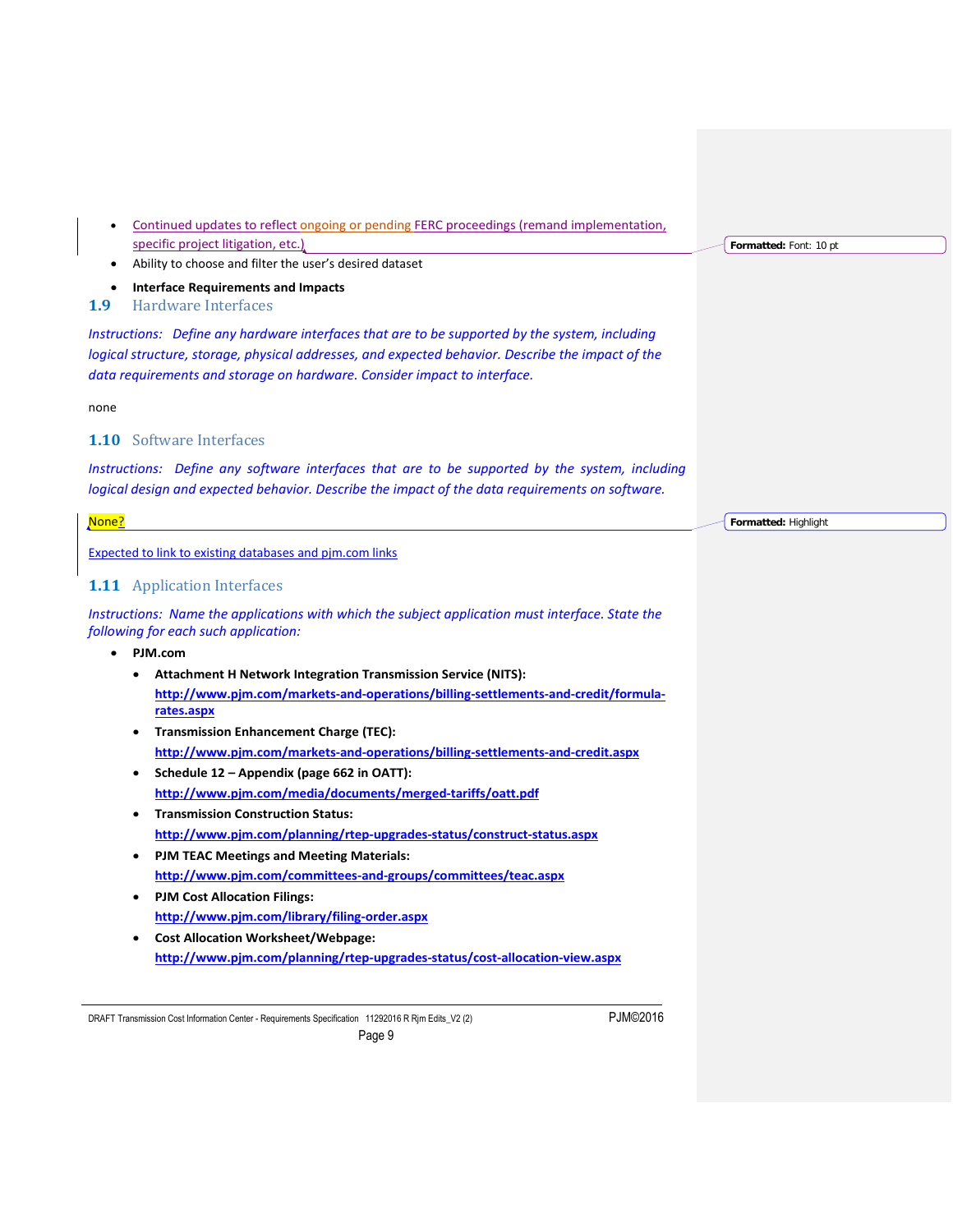- Continued updates to reflect ongoing or pending FERC proceedings (remand implementation, specific project litigation, etc.)
- Ability to choose and filter the user's desired dataset
- **Interface Requirements and Impacts**

## 1.9 Hardware Interfaces

*Instructions: Define any hardware interfaces that are to be supported by the system, including logical structure, storage, physical addresses, and expected behavior. Describe the impact of the data requirements and storage on hardware. Consider impact to interface.*

none

## 1.10 Software Interfaces

*Instructions: Define any software interfaces that are to be supported by the system, including logical design and expected behavior. Describe the impact of the data requirements on software.*

None?

Expected to link to existing databases and pjm.com links

## 1.11 Application Interfaces

*Instructions: Name the applications with which the subject application must interface. State the following for each such application:*

- **PJM.com**
  - **Attachment H Network Integration Transmission Service (NITS):** **http://www.pjm.com/markets-and-operations/billing-settlements-and-credit/formula-rates.aspx**
  - **Transmission Enhancement Charge (TEC):** **http://www.pjm.com/markets-and-operations/billing-settlements-and-credit.aspx**
  - **Schedule 12 – Appendix (page 662 in OATT):** **http://www.pjm.com/media/documents/merged-tariffs/oatt.pdf**
  - **Transmission Construction Status:** **http://www.pjm.com/planning/rtep-upgrades-status/construct-status.aspx**
  - **PJM TEAC Meetings and Meeting Materials:** **http://www.pjm.com/committees-and-groups/committees/teac.aspx**
  - **PJM Cost Allocation Filings:** **http://www.pjm.com/library/filing-order.aspx**
  - **Cost Allocation Worksheet/Webpage:** **http://www.pjm.com/planning/rtep-upgrades-status/cost-allocation-view.aspx**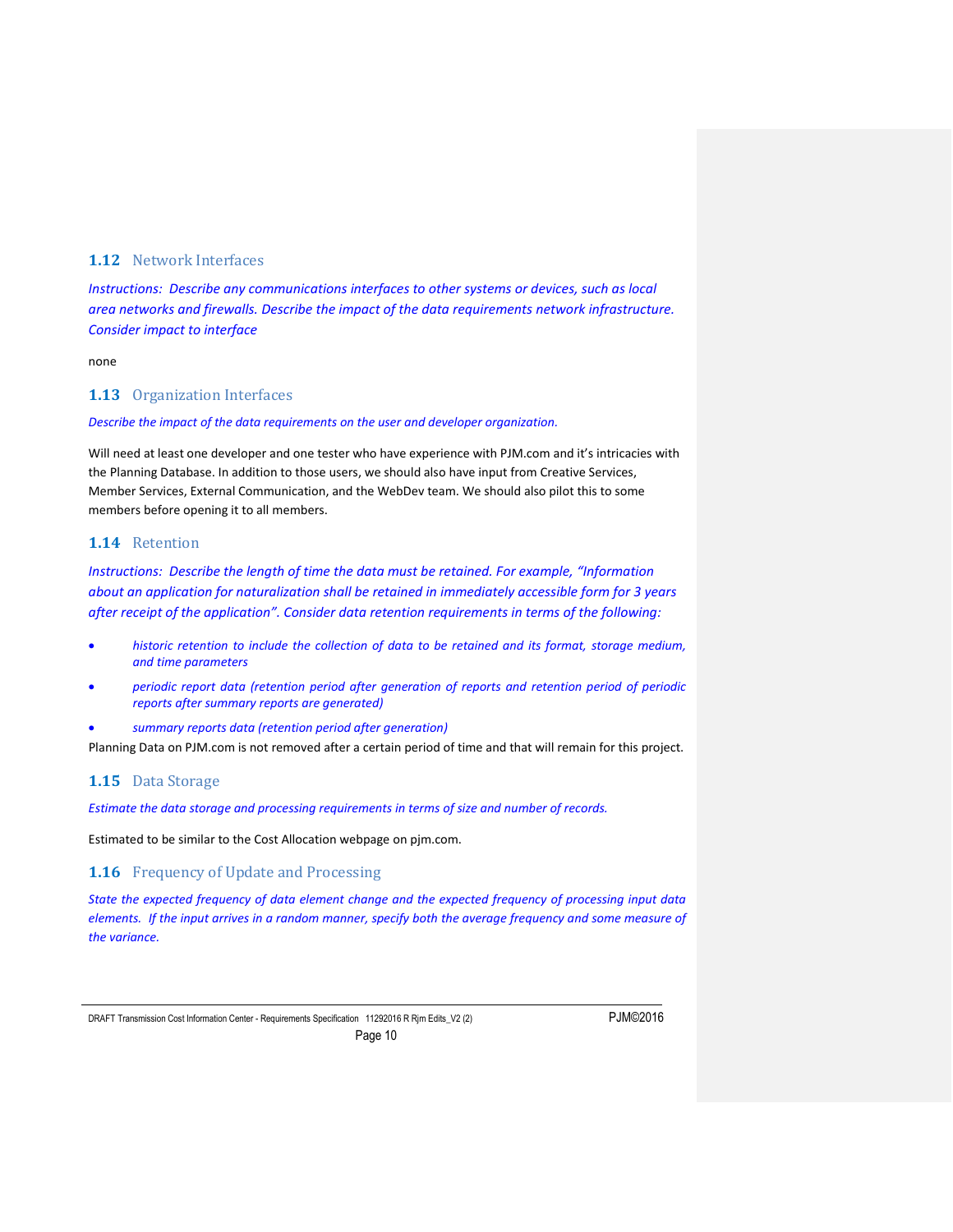## 1.12 Network Interfaces

*Instructions: Describe any communications interfaces to other systems or devices, such as local area networks and firewalls. Describe the impact of the data requirements network infrastructure. Consider impact to interface*

none

## 1.13 Organization Interfaces

*Describe the impact of the data requirements on the user and developer organization.*

Will need at least one developer and one tester who have experience with PJM.com and it's intricacies with the Planning Database. In addition to those users, we should also have input from Creative Services, Member Services, External Communication, and the WebDev team. We should also pilot this to some members before opening it to all members.

## 1.14 Retention

*Instructions: Describe the length of time the data must be retained. For example, "Information about an application for naturalization shall be retained in immediately accessible form for 3 years after receipt of the application". Consider data retention requirements in terms of the following:*

- *historic retention to include the collection of data to be retained and its format, storage medium, and time parameters*
- *periodic report data (retention period after generation of reports and retention period of periodic reports after summary reports are generated)*
- *summary reports data (retention period after generation)*

Planning Data on PJM.com is not removed after a certain period of time and that will remain for this project.

## 1.15 Data Storage

*Estimate the data storage and processing requirements in terms of size and number of records.*

Estimated to be similar to the Cost Allocation webpage on pjm.com.

## 1.16 Frequency of Update and Processing

*State the expected frequency of data element change and the expected frequency of processing input data elements. If the input arrives in a random manner, specify both the average frequency and some measure of the variance.*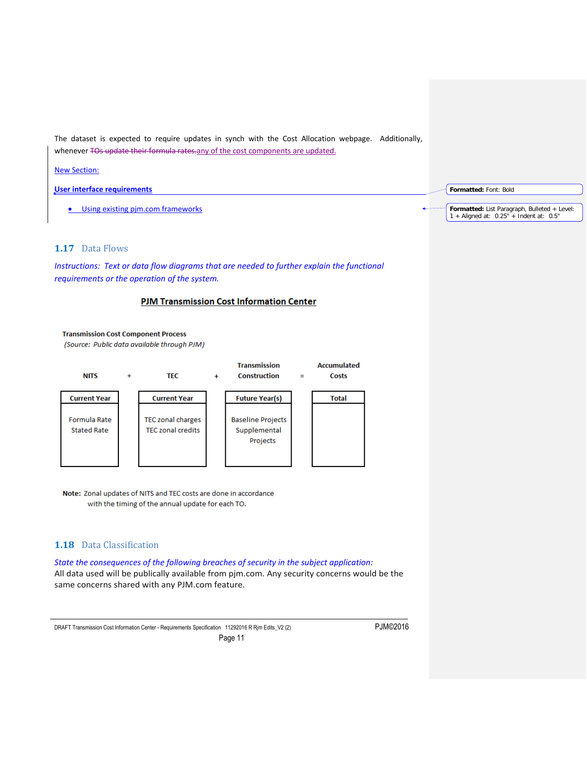The dataset is expected to require updates in synch with the Cost Allocation webpage. Additionally, whenever ~~TOs update their formula rates.~~any of the cost components are updated.

New Section:

**User interface requirements**

- Using existing pjm.com frameworks

## 1.17 Data Flows

*Instructions: Text or data flow diagrams that are needed to further explain the functional requirements or the operation of the system.*

**PJM Transmission Cost Information Center**

**Transmission Cost Component Process**
*(Source: Public data available through PJM)*

| NITS | + | TEC | + | Transmission Construction | = | Accumulated Costs |
|---|---|---|---|---|---|---|
| **Current Year** | | **Current Year** | | **Future Year(s)** | | **Total** |
| Formula Rate<br>Stated Rate | | TEC zonal charges<br>TEC zonal credits | | Baseline Projects<br>Supplemental Projects | | |

**Note:** Zonal updates of NITS and TEC costs are done in accordance with the timing of the annual update for each TO.

## 1.18 Data Classification

*State the consequences of the following breaches of security in the subject application:*
All data used will be publically available from pjm.com. Any security concerns would be the same concerns shared with any PJM.com feature.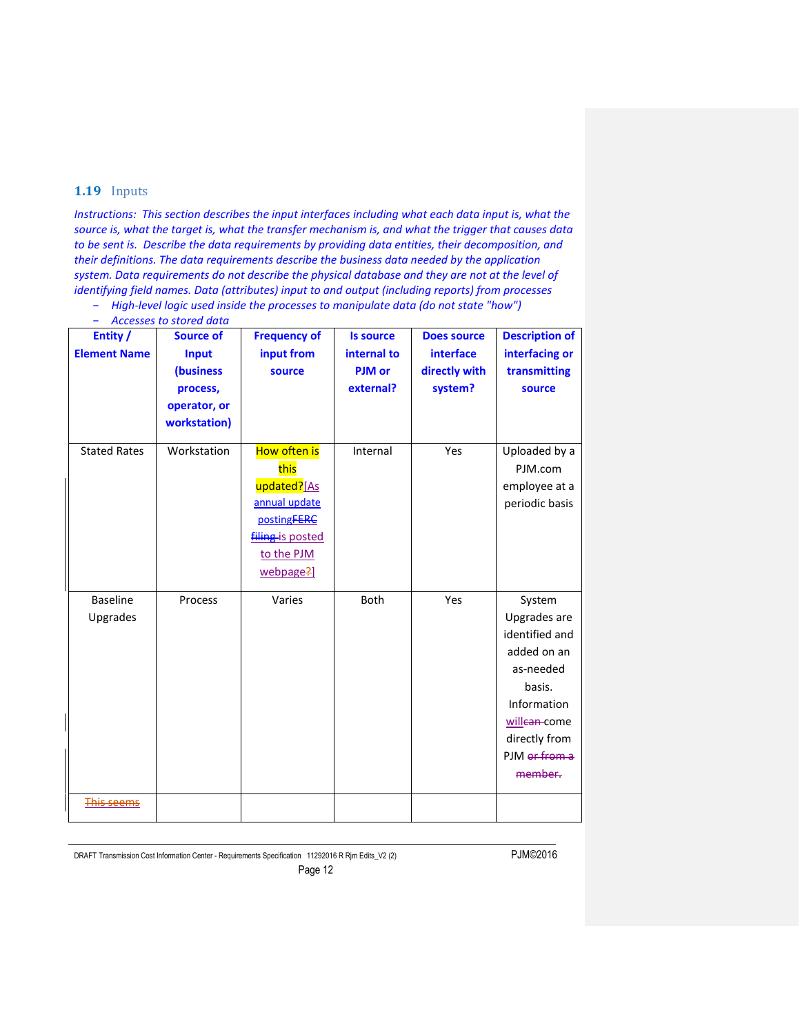## 1.19 Inputs

*Instructions: This section describes the input interfaces including what each data input is, what the source is, what the target is, what the transfer mechanism is, and what the trigger that causes data to be sent is. Describe the data requirements by providing data entities, their decomposition, and their definitions. The data requirements describe the business data needed by the application system. Data requirements do not describe the physical database and they are not at the level of identifying field names. Data (attributes) input to and output (including reports) from processes*

- *High-level logic used inside the processes to manipulate data (do not state "how")*
- *Accesses to stored data*

| Entity / Element Name | Source of Input (business process, operator, or workstation) | Frequency of input from source | Is source internal to PJM or external? | Does source interface directly with system? | Description of interfacing or transmitting source |
|---|---|---|---|---|---|
| Stated Rates | Workstation | How often is this updated?[As annual update postingFERC filing is posted to the PJM webpage?] | Internal | Yes | Uploaded by a PJM.com employee at a periodic basis |
| Baseline Upgrades | Process | Varies | Both | Yes | System Upgrades are identified and added on an as-needed basis. Information willcan come directly from PJM or from a member. |
| This seems | | | | | |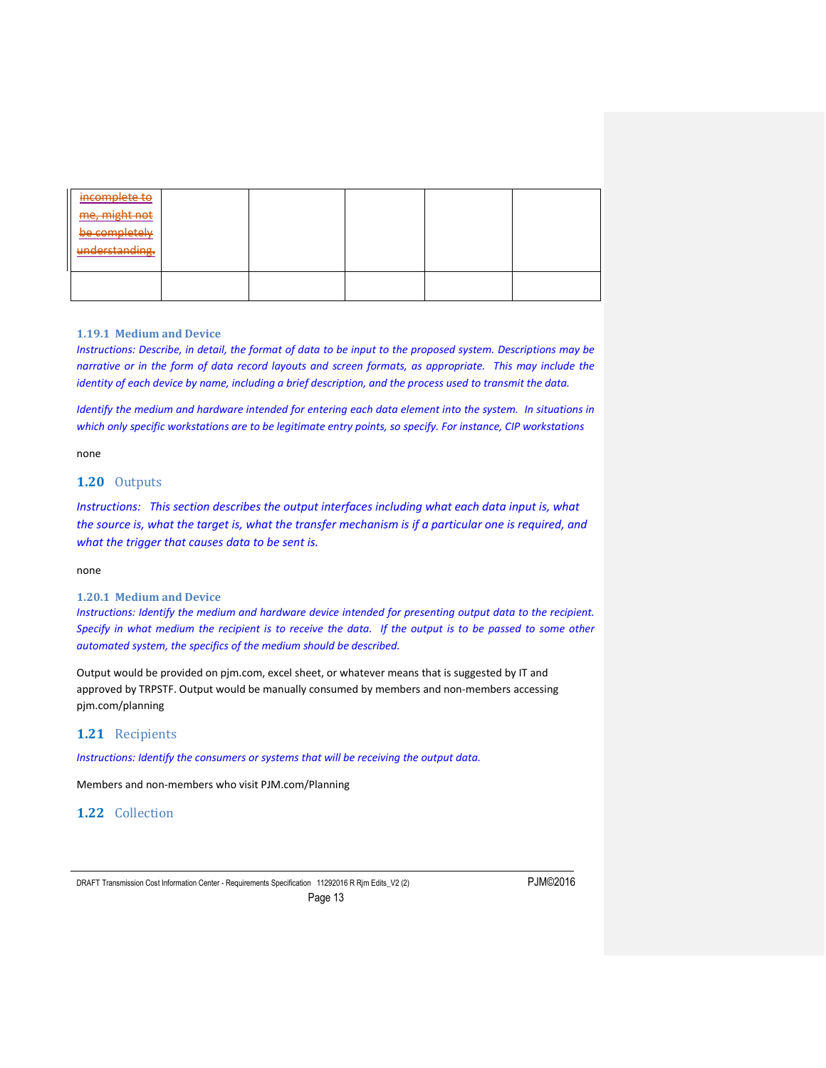| ~~incomplete to me, might not be completely understanding.~~ | | | | | |
|---|---|---|---|---|---|
| | | | | | |

### 1.19.1 Medium and Device

*Instructions: Describe, in detail, the format of data to be input to the proposed system. Descriptions may be narrative or in the form of data record layouts and screen formats, as appropriate. This may include the identity of each device by name, including a brief description, and the process used to transmit the data.*

*Identify the medium and hardware intended for entering each data element into the system. In situations in which only specific workstations are to be legitimate entry points, so specify. For instance, CIP workstations*

none

## 1.20 Outputs

*Instructions: This section describes the output interfaces including what each data input is, what the source is, what the target is, what the transfer mechanism is if a particular one is required, and what the trigger that causes data to be sent is.*

none

### 1.20.1 Medium and Device

*Instructions: Identify the medium and hardware device intended for presenting output data to the recipient. Specify in what medium the recipient is to receive the data. If the output is to be passed to some other automated system, the specifics of the medium should be described.*

Output would be provided on pjm.com, excel sheet, or whatever means that is suggested by IT and approved by TRPSTF. Output would be manually consumed by members and non-members accessing pjm.com/planning

## 1.21 Recipients

*Instructions: Identify the consumers or systems that will be receiving the output data.*

Members and non-members who visit PJM.com/Planning

## 1.22 Collection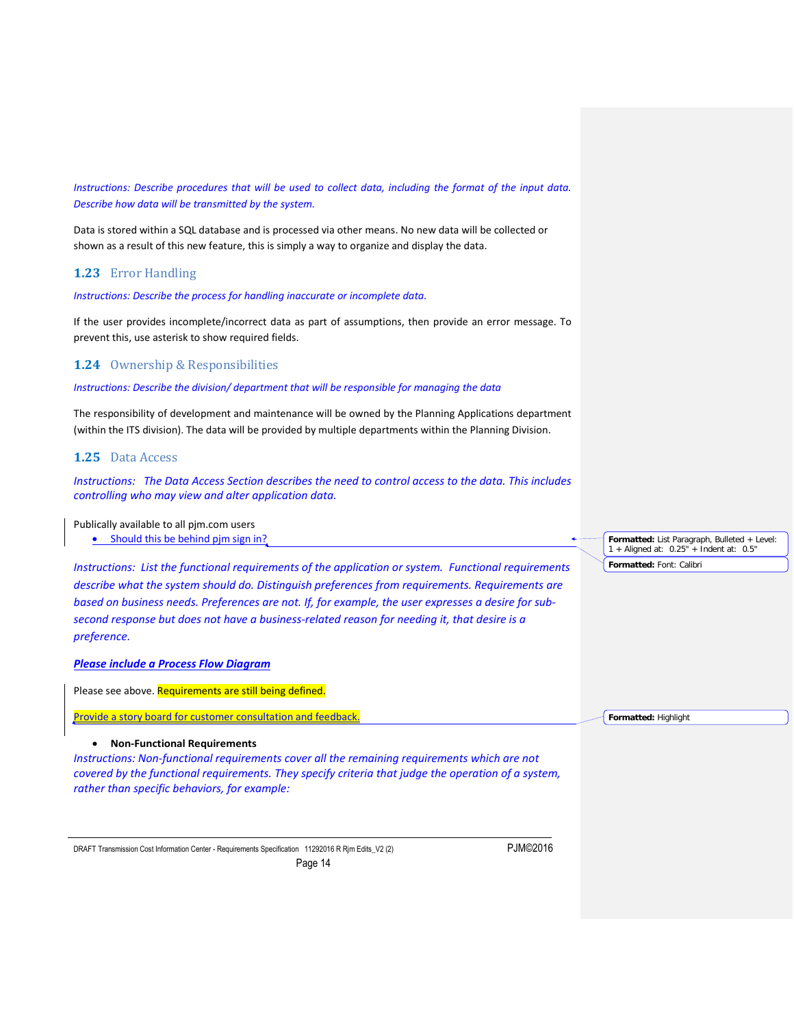*Instructions: Describe procedures that will be used to collect data, including the format of the input data. Describe how data will be transmitted by the system.*

Data is stored within a SQL database and is processed via other means. No new data will be collected or shown as a result of this new feature, this is simply a way to organize and display the data.

## 1.23 Error Handling

*Instructions: Describe the process for handling inaccurate or incomplete data.*

If the user provides incomplete/incorrect data as part of assumptions, then provide an error message. To prevent this, use asterisk to show required fields.

## 1.24 Ownership & Responsibilities

*Instructions: Describe the division/ department that will be responsible for managing the data*

The responsibility of development and maintenance will be owned by the Planning Applications department (within the ITS division). The data will be provided by multiple departments within the Planning Division.

## 1.25 Data Access

*Instructions: The Data Access Section describes the need to control access to the data. This includes controlling who may view and alter application data.*

Publically available to all pjm.com users

- Should this be behind pjm sign in?

*Instructions: List the functional requirements of the application or system. Functional requirements describe what the system should do. Distinguish preferences from requirements. Requirements are based on business needs. Preferences are not. If, for example, the user expresses a desire for sub-second response but does not have a business-related reason for needing it, that desire is a preference.*

***Please include a Process Flow Diagram***

Please see above. Requirements are still being defined.

Provide a story board for customer consultation and feedback.

- **Non-Functional Requirements**

*Instructions: Non-functional requirements cover all the remaining requirements which are not covered by the functional requirements. They specify criteria that judge the operation of a system, rather than specific behaviors, for example:*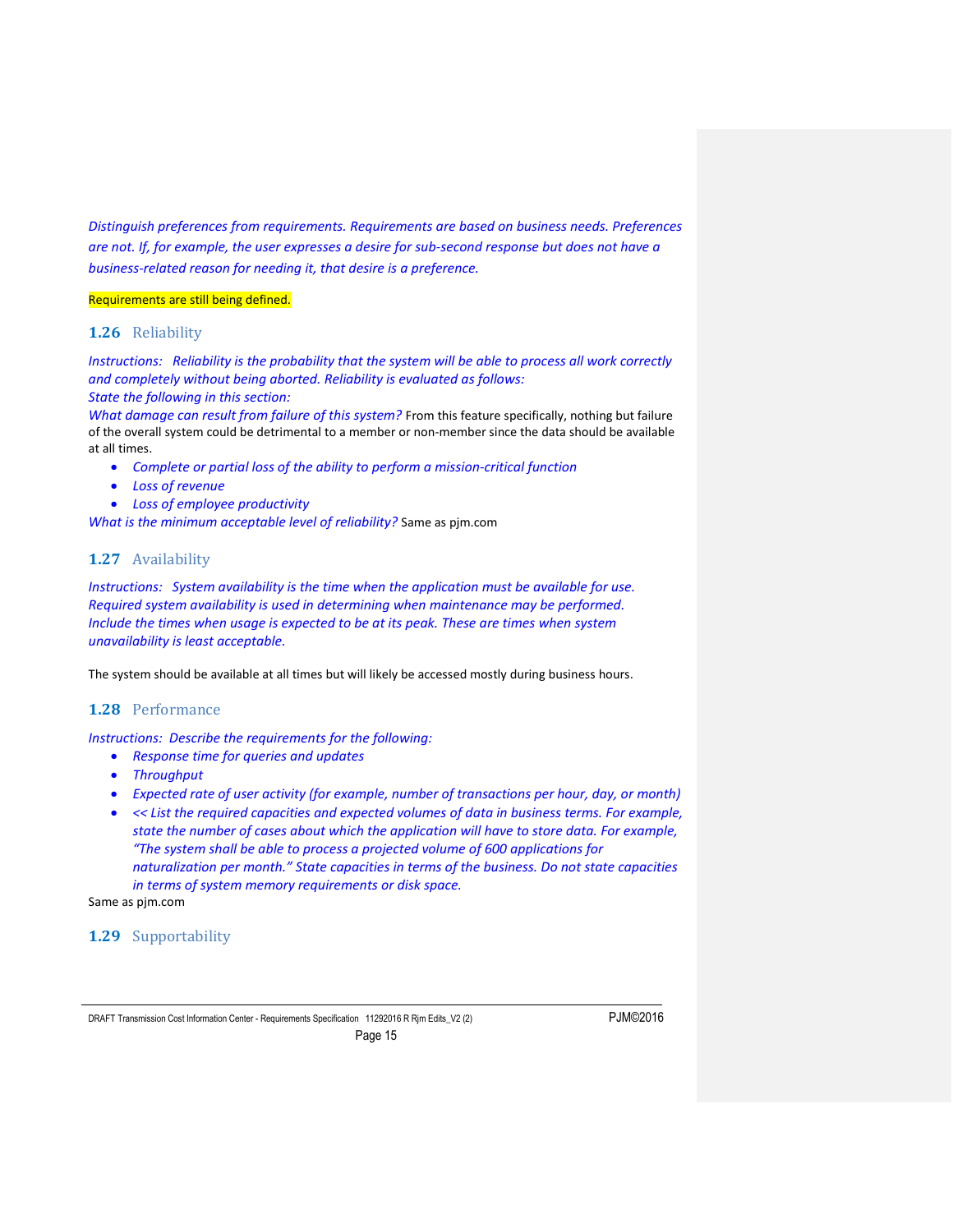*Distinguish preferences from requirements. Requirements are based on business needs. Preferences are not. If, for example, the user expresses a desire for sub-second response but does not have a business-related reason for needing it, that desire is a preference.*

Requirements are still being defined.

## 1.26 Reliability

*Instructions: Reliability is the probability that the system will be able to process all work correctly and completely without being aborted. Reliability is evaluated as follows:*
*State the following in this section:*
*What damage can result from failure of this system?* From this feature specifically, nothing but failure of the overall system could be detrimental to a member or non-member since the data should be available at all times.

- *Complete or partial loss of the ability to perform a mission-critical function*
- *Loss of revenue*
- *Loss of employee productivity*

*What is the minimum acceptable level of reliability?* Same as pjm.com

## 1.27 Availability

*Instructions: System availability is the time when the application must be available for use. Required system availability is used in determining when maintenance may be performed. Include the times when usage is expected to be at its peak. These are times when system unavailability is least acceptable.*

The system should be available at all times but will likely be accessed mostly during business hours.

## 1.28 Performance

*Instructions: Describe the requirements for the following:*

- *Response time for queries and updates*
- *Throughput*
- *Expected rate of user activity (for example, number of transactions per hour, day, or month)*
- *<< List the required capacities and expected volumes of data in business terms. For example, state the number of cases about which the application will have to store data. For example, "The system shall be able to process a projected volume of 600 applications for naturalization per month." State capacities in terms of the business. Do not state capacities in terms of system memory requirements or disk space.*

Same as pjm.com

## 1.29 Supportability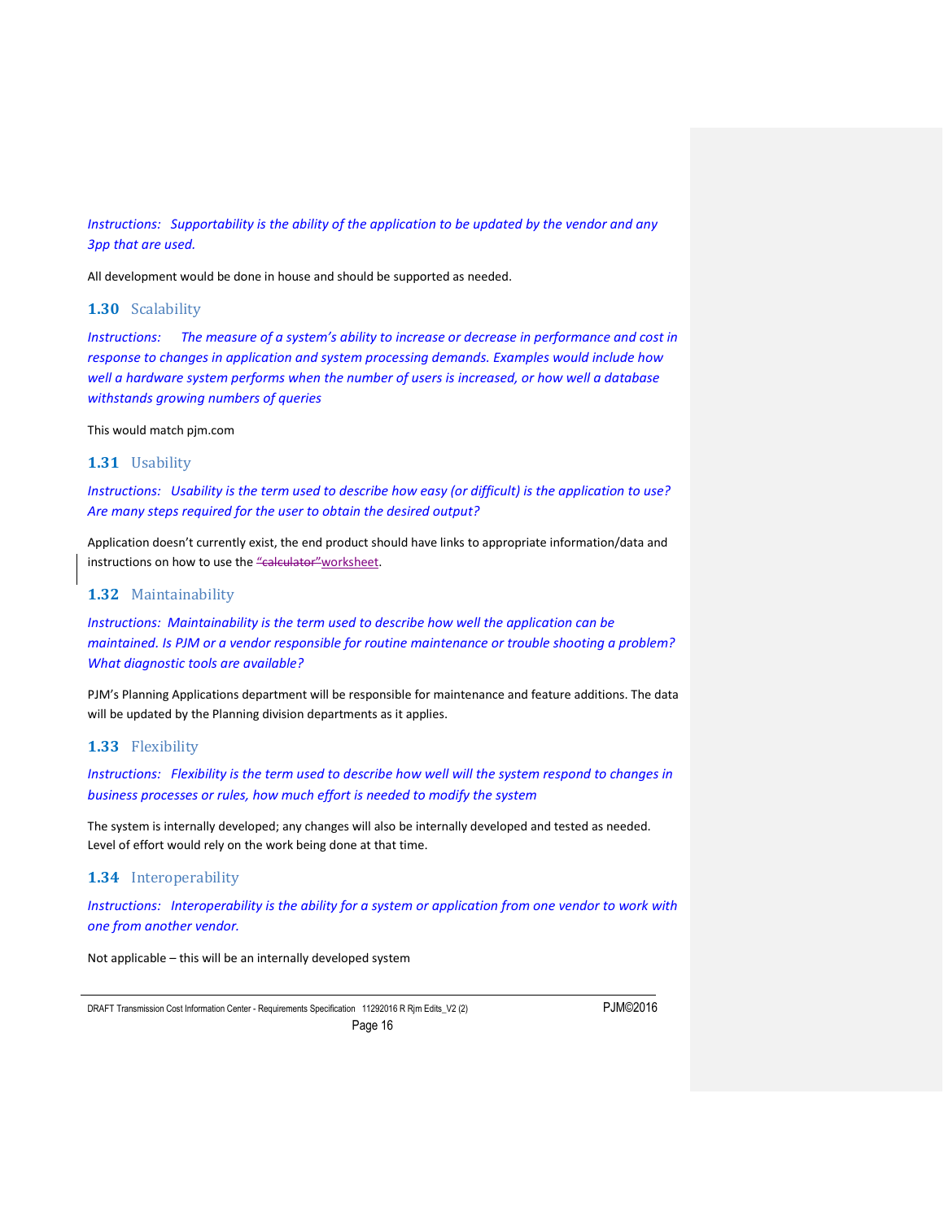*Instructions: Supportability is the ability of the application to be updated by the vendor and any 3pp that are used.*

All development would be done in house and should be supported as needed.

## 1.30 Scalability

*Instructions: The measure of a system's ability to increase or decrease in performance and cost in response to changes in application and system processing demands. Examples would include how well a hardware system performs when the number of users is increased, or how well a database withstands growing numbers of queries*

This would match pjm.com

## 1.31 Usability

*Instructions: Usability is the term used to describe how easy (or difficult) is the application to use? Are many steps required for the user to obtain the desired output?*

Application doesn't currently exist, the end product should have links to appropriate information/data and instructions on how to use the ~~"calculator"~~ worksheet.

## 1.32 Maintainability

*Instructions: Maintainability is the term used to describe how well the application can be maintained. Is PJM or a vendor responsible for routine maintenance or trouble shooting a problem? What diagnostic tools are available?*

PJM's Planning Applications department will be responsible for maintenance and feature additions. The data will be updated by the Planning division departments as it applies.

## 1.33 Flexibility

*Instructions: Flexibility is the term used to describe how well will the system respond to changes in business processes or rules, how much effort is needed to modify the system*

The system is internally developed; any changes will also be internally developed and tested as needed. Level of effort would rely on the work being done at that time.

## 1.34 Interoperability

*Instructions: Interoperability is the ability for a system or application from one vendor to work with one from another vendor.*

Not applicable – this will be an internally developed system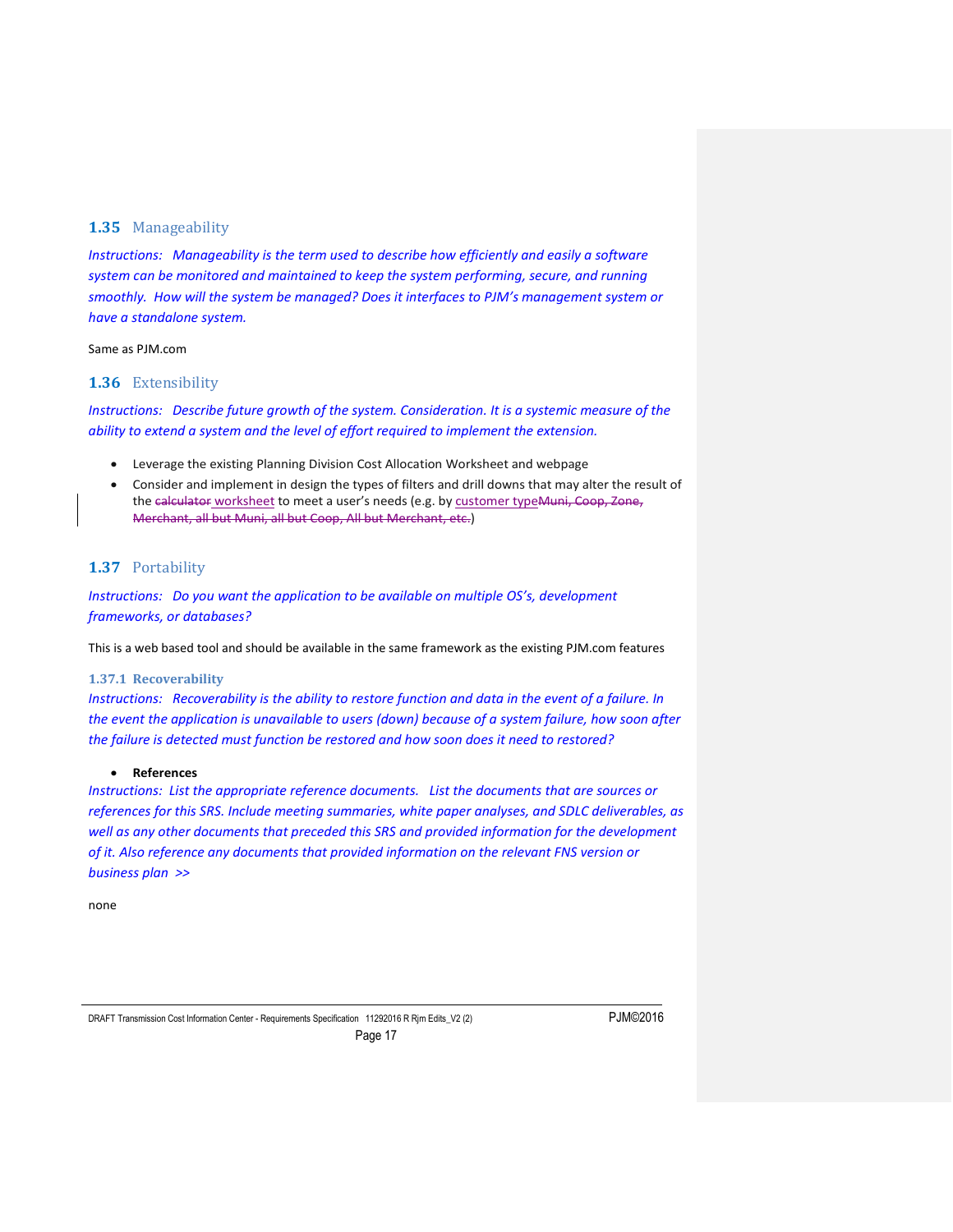## 1.35 Manageability

*Instructions: Manageability is the term used to describe how efficiently and easily a software system can be monitored and maintained to keep the system performing, secure, and running smoothly. How will the system be managed? Does it interfaces to PJM's management system or have a standalone system.*

Same as PJM.com

## 1.36 Extensibility

*Instructions: Describe future growth of the system. Consideration. It is a systemic measure of the ability to extend a system and the level of effort required to implement the extension.*

- Leverage the existing Planning Division Cost Allocation Worksheet and webpage
- Consider and implement in design the types of filters and drill downs that may alter the result of the ~~calculator~~ worksheet to meet a user's needs (e.g. by customer type~~Muni, Coop, Zone, Merchant, all but Muni, all but Coop, All but Merchant, etc.~~)

## 1.37 Portability

*Instructions: Do you want the application to be available on multiple OS's, development frameworks, or databases?*

This is a web based tool and should be available in the same framework as the existing PJM.com features

### 1.37.1 Recoverability

*Instructions: Recoverability is the ability to restore function and data in the event of a failure. In the event the application is unavailable to users (down) because of a system failure, how soon after the failure is detected must function be restored and how soon does it need to restored?*

- **References**

*Instructions: List the appropriate reference documents. List the documents that are sources or references for this SRS. Include meeting summaries, white paper analyses, and SDLC deliverables, as well as any other documents that preceded this SRS and provided information for the development of it. Also reference any documents that provided information on the relevant FNS version or business plan >>*

none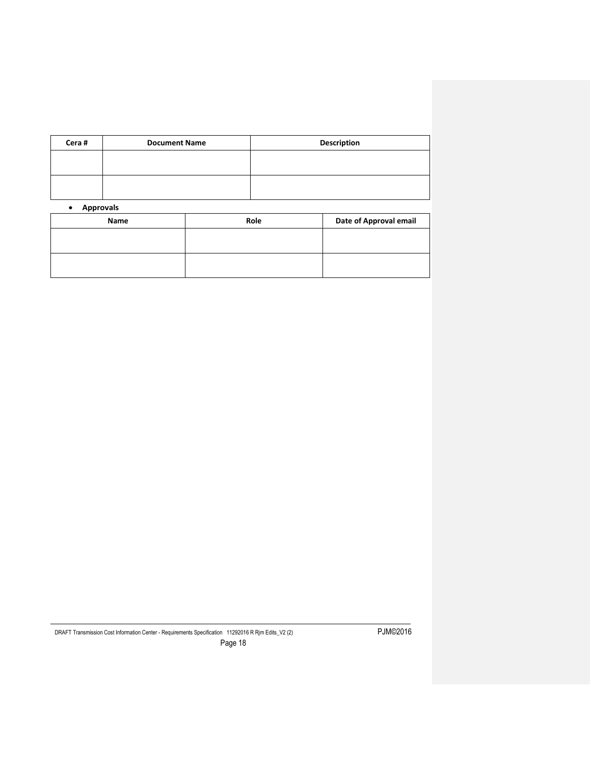| Cera # | Document Name | Description |
| --- | --- | --- |
| | | |
| | | |

- **Approvals**

| Name | Role | Date of Approval email |
| --- | --- | --- |
| | | |
| | | |